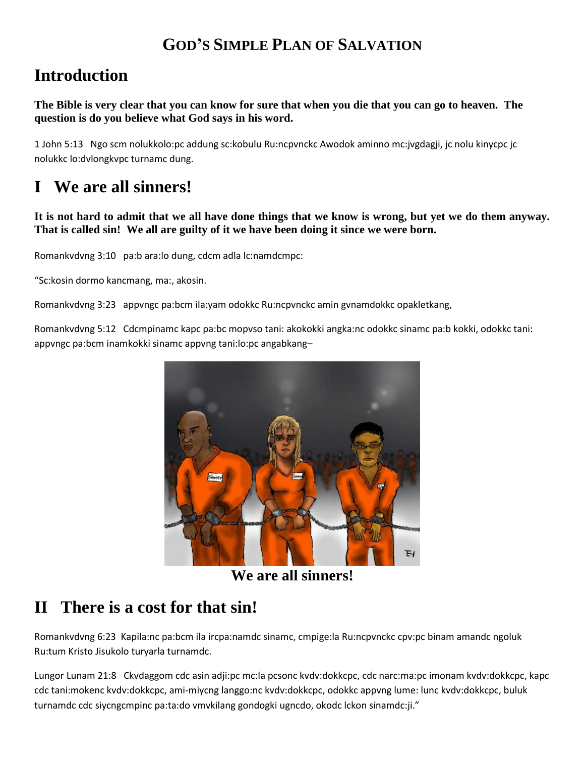# GOD'S SIMPLE PLAN OF SALVATION

## Introduction

**The Bible is very clear that you can know for sure that when you die that you can go to heaven. The question is do you believe what God says in his word.**

1 John 5:13 Ngo scm nolukkolo:pc addung sc:kobulu Ru:ncpvnckc Awodok aminno mc:jvgdagji, jc nolu kinycpc jc nolukkc lo:dvlongkvpc turnamc dung.

## I We are all sinners!

**It is not hard to admit that we all have done things that we know is wrong, but yet we do them anyway. That is called sin! We all are guilty of it we have been doing it since we were born.**

Romankvdvng 3:10 pa:b ara:lo dung, cdcm adla lc:namdcmpc:

"Sc:kosin dormo kancmang, ma:, akosin.

Romankvdvng 3:23 appvngc pa:bcm ila:yam odokkc Ru:ncpvnckc amin gvnamdokkc opakletkang,

Romankvdvng 5:12 Cdcmpinamc kapc pa:bc mopvso tani: akokokki angka:nc odokkc sinamc pa:b kokki, odokkc tani: appvngc pa:bcm inamkokki sinamc appvng tani:lo:pc angabkang–

We are all sinners!

## II There is a cost for that sin!

Romankvdvng 6:23 Kapila:nc pa:bcm ila ircpa:namdc sinamc, cmpige:la Ru:ncpvnckc cpv:pc binam amandc ngoluk Ru:tum Kristo Jisukolo turyarla turnamdc.

Lungor Lunam 21:8 Ckvdaggom cdc asin adji:pc mc:la pcsonc kvdv:dokkcpc, cdc narc:ma:pc imonam kvdv:dokkcpc, kapc cdc tani:mokenc kvdv:dokkcpc, ami-miycng langgo:nc kvdv:dokkcpc, odokkc appvng lume: lunc kvdv:dokkcpc, buluk turnamdc cdc siycngcmpinc pa:ta:do vmvkilang gondogki ugncdo, okodc lckon sinamdc:ji."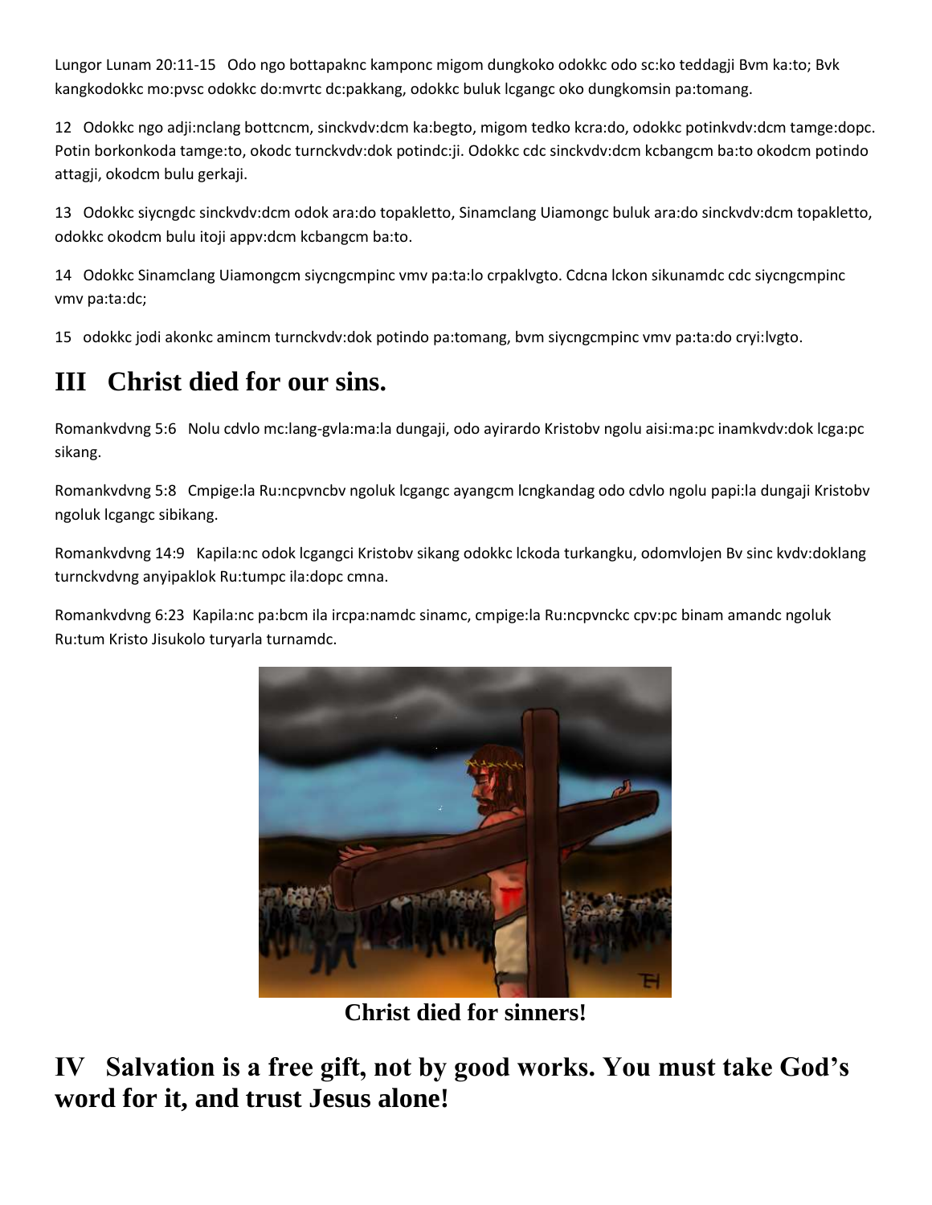Lungor Lunam 20:11-15 Odo ngo bottapaknc kamponc migom dungkoko odokkc odo sc:ko teddagji Bvm ka:to; Bvk kangkodokkc mo:pvsc odokkc do:mvrtc dc:pakkang, odokkc buluk lcgangc oko dungkomsin pa:tomang.

12 Odokkc ngo adji:nclang bottcncm, sinckvdv:dcm ka:begto, migom tedko kcra:do, odokkc potinkvdv:dcm tamge:dopc. Potin borkonkoda tamge:to, okodc turnckvdv:dok potindc:ji. Odokkc cdc sinckvdv:dcm kcbangcm ba:to okodcm potindo attagji, okodcm bulu gerkaji.

13 Odokkc siycngdc sinckvdv:dcm odok ara:do topakletto, Sinamclang Uiamongc buluk ara:do sinckvdv:dcm topakletto, odokkc okodcm bulu itoji appv:dcm kcbangcm ba:to.

14 Odokkc Sinamclang Uiamongcm siycngcmpinc vmv pa:ta:lo crpaklvgto. Cdcna lckon sikunamdc cdc siycngcmpinc vmv pa:ta:dc;

15 odokkc jodi akonkc amincm turnckvdv:dok potindo pa:tomang, bvm siycngcmpinc vmv pa:ta:do cryi:lvgto.

## III Christ died for our sins.

Romankvdvng 5:6 Nolu cdvlo mc:lang-gvla:ma:la dungaji, odo ayirardo Kristobv ngolu aisi:ma:pc inamkvdv:dok lcga:pc sikang.

Romankvdvng 5:8 Cmpige:la Ru:ncpvncbv ngoluk lcgangc ayangcm lcngkandag odo cdvlo ngolu papi:la dungaji Kristobv ngoluk lcgangc sibikang.

Romankvdvng 14:9 Kapila:nc odok lcgangci Kristobv sikang odokkc lckoda turkangku, odomvlojen Bv sinc kvdv:doklang turnckvdvng anyipaklok Ru:tumpc ila:dopc cmna.

Romankvdvng 6:23 Kapila:nc pa:bcm ila ircpa:namdc sinamc, cmpige:la Ru:ncpvnckc cpv:pc binam amandc ngoluk Ru:tum Kristo Jisukolo turyarla turnamdc.

**Christ died for sinners!**

## IV Salvation is a free gift, not by good works. You must take God's word for it, and trust Jesus alone!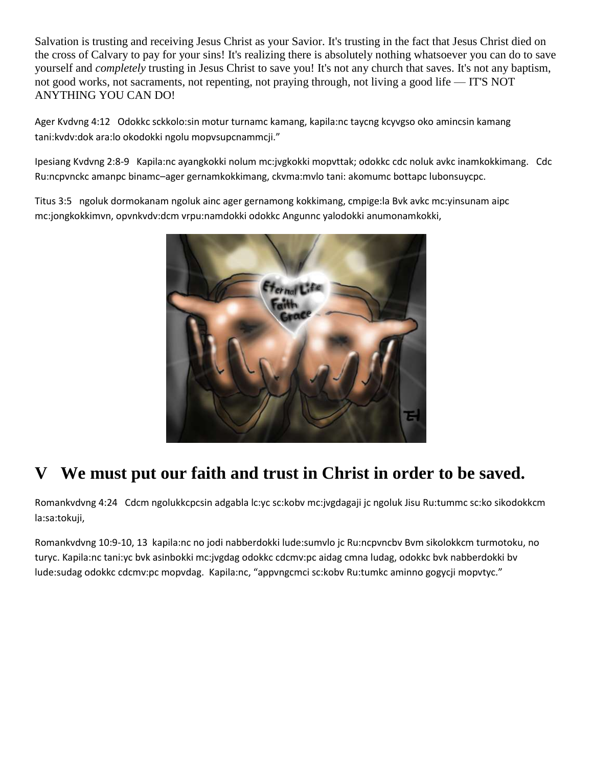Salvation is trusting and receiving Jesus Christ as your Savior. It's trusting in the fact that Jesus Christ died on the cross of Calvary to pay for your sins! It's realizing there is absolutely nothing whatsoever you can do to save yourself and *completely* trusting in Jesus Christ to save you! It's not any church that saves. It's not any baptism, not good works, not sacraments, not repenting, not praying through, not living a good life — IT'S NOT ANYTHING YOU CAN DO!

Ager Kvdvng 4:12   Odokkc sckkolo:sin motur turnamc kamang, kapila:nc taycng kcyvgso oko amincsin kamang tani:kvdv:dok ara:lo okodokki ngolu mopvsupcnammcji."

Ipesiang Kvdvng 2:8-9   Kapila:nc ayangkokki nolum mc:jvgkokki mopvttak; odokkc cdc noluk avkc inamkokkimang.   Cdc Ru:ncpvnckc amanpc binamc–ager gernamkokkimang, ckvma:mvlo tani: akomumc bottapc lubonsuycpc.

Titus 3:5   ngoluk dormokanam ngoluk ainc ager gernamong kokkimang, cmpige:la Bvk avkc mc:yinsunam aipc mc:jongkokkimvn, opvnkvdv:dcm vrpu:namdokki odokkc Angunnc yalodokki anumonamkokki,

# V   We must put our faith and trust in Christ in order to be saved.

Romankvdvng 4:24   Cdcm ngolukkcpcsin adgabla lc:yc sc:kobv mc:jvgdagaji jc ngoluk Jisu Ru:tummc sc:ko sikodokkcm la:sa:tokuji,

Romankvdvng 10:9-10, 13  kapila:nc no jodi nabberdokki lude:sumvlo jc Ru:ncpvncbv Bvm sikolokkcm turmotoku, no turyc. Kapila:nc tani:yc bvk asinbokki mc:jvgdag odokkc cdcmv:pc aidag cmna ludag, odokkc bvk nabberdokki bv lude:sudag odokkc cdcmv:pc mopvdag.  Kapila:nc, "appvngcmci sc:kobv Ru:tumkc aminno gogycji mopvtyc."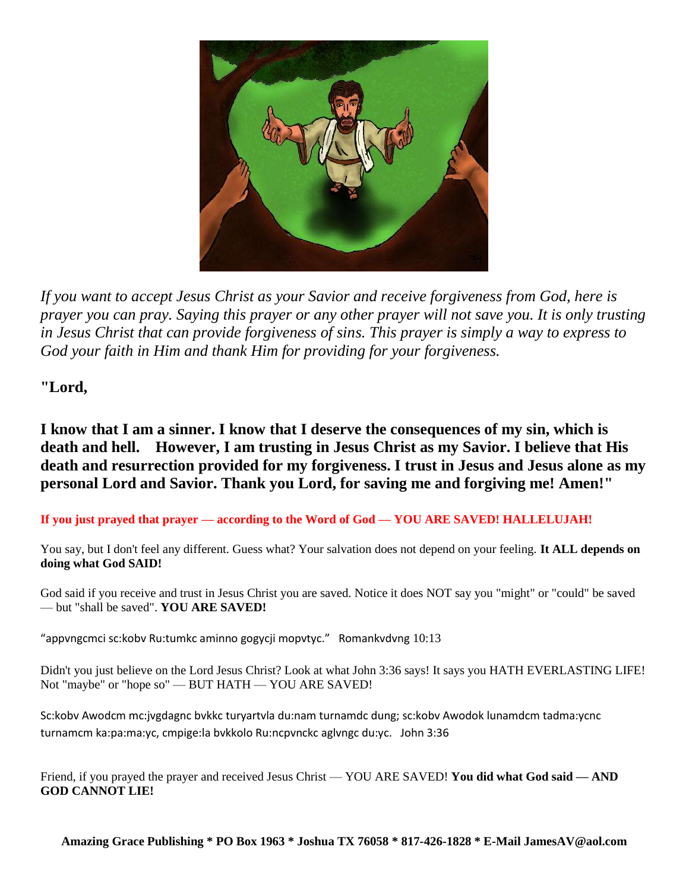*If you want to accept Jesus Christ as your Savior and receive forgiveness from God, here is prayer you can pray. Saying this prayer or any other prayer will not save you. It is only trusting in Jesus Christ that can provide forgiveness of sins. This prayer is simply a way to express to God your faith in Him and thank Him for providing for your forgiveness.*

**"Lord,**

**I know that I am a sinner. I know that I deserve the consequences of my sin, which is death and hell. However, I am trusting in Jesus Christ as my Savior. I believe that His death and resurrection provided for my forgiveness. I trust in Jesus and Jesus alone as my personal Lord and Savior. Thank you Lord, for saving me and forgiving me! Amen!"**

**If you just prayed that prayer — according to the Word of God — YOU ARE SAVED! HALLELUJAH!**

You say, but I don't feel any different. Guess what? Your salvation does not depend on your feeling. **It ALL depends on doing what God SAID!**

God said if you receive and trust in Jesus Christ you are saved. Notice it does NOT say you "might" or "could" be saved — but "shall be saved". **YOU ARE SAVED!**

"appvngcmci sc:kobv Ru:tumkc aminno gogycji mopvtyc." Romankvdvng 10:13

Didn't you just believe on the Lord Jesus Christ? Look at what John 3:36 says! It says you HATH EVERLASTING LIFE! Not "maybe" or "hope so" — BUT HATH — YOU ARE SAVED!

Sc:kobv Awodcm mc:jvgdagnc bvkkc turyartvla du:nam turnamdc dung; sc:kobv Awodok lunamdcm tadma:ycnc turnamcm ka:pa:ma:yc, cmpige:la bvkkolo Ru:ncpvnckc aglvngc du:yc. John 3:36

Friend, if you prayed the prayer and received Jesus Christ — YOU ARE SAVED! **You did what God said — AND GOD CANNOT LIE!**

**Amazing Grace Publishing * PO Box 1963 * Joshua TX 76058 * 817-426-1828 * E-Mail JamesAV@aol.com**